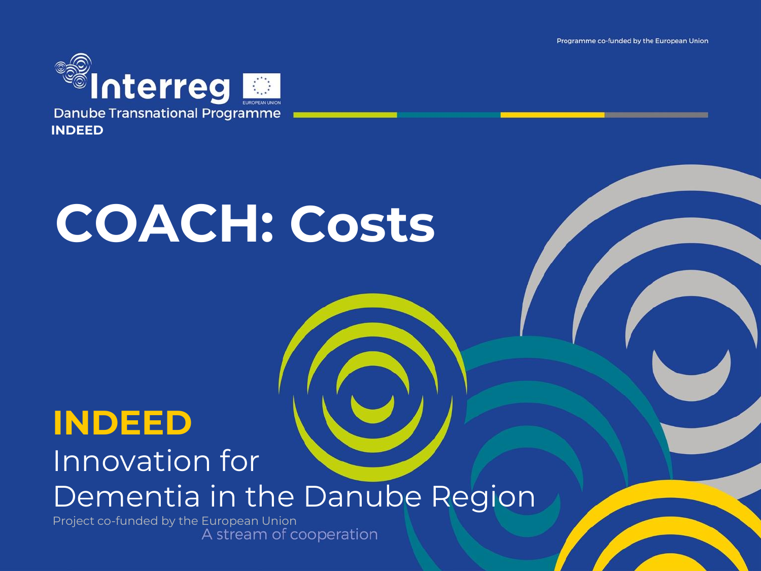Programme co-funded by the European Union

Interreg

EUROPEAN UNION

Danube Transnational Programme

INDEED

# COACH: Costs

## INDEED

Innovation for Dementia in the Danube Region

Project co-funded by the European Union

A stream of cooperation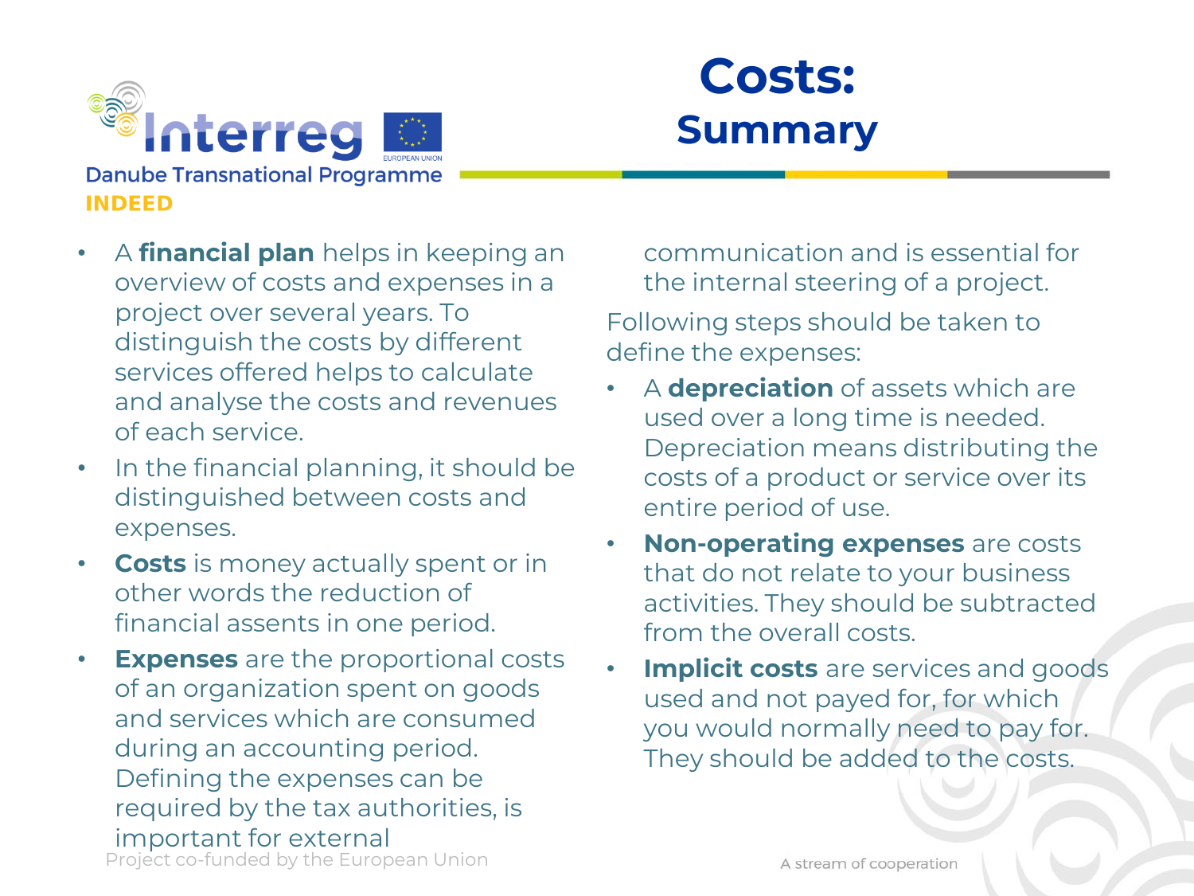# Costs: Summary

- A **financial plan** helps in keeping an overview of costs and expenses in a project over several years. To distinguish the costs by different services offered helps to calculate and analyse the costs and revenues of each service.
- In the financial planning, it should be distinguished between costs and expenses.
- **Costs** is money actually spent or in other words the reduction of financial assents in one period.
- **Expenses** are the proportional costs of an organization spent on goods and services which are consumed during an accounting period. Defining the expenses can be required by the tax authorities, is important for external communication and is essential for the internal steering of a project.

Following steps should be taken to define the expenses:

- A **depreciation** of assets which are used over a long time is needed. Depreciation means distributing the costs of a product or service over its entire period of use.
- **Non-operating expenses** are costs that do not relate to your business activities. They should be subtracted from the overall costs.
- **Implicit costs** are services and goods used and not payed for, for which you would normally need to pay for. They should be added to the costs.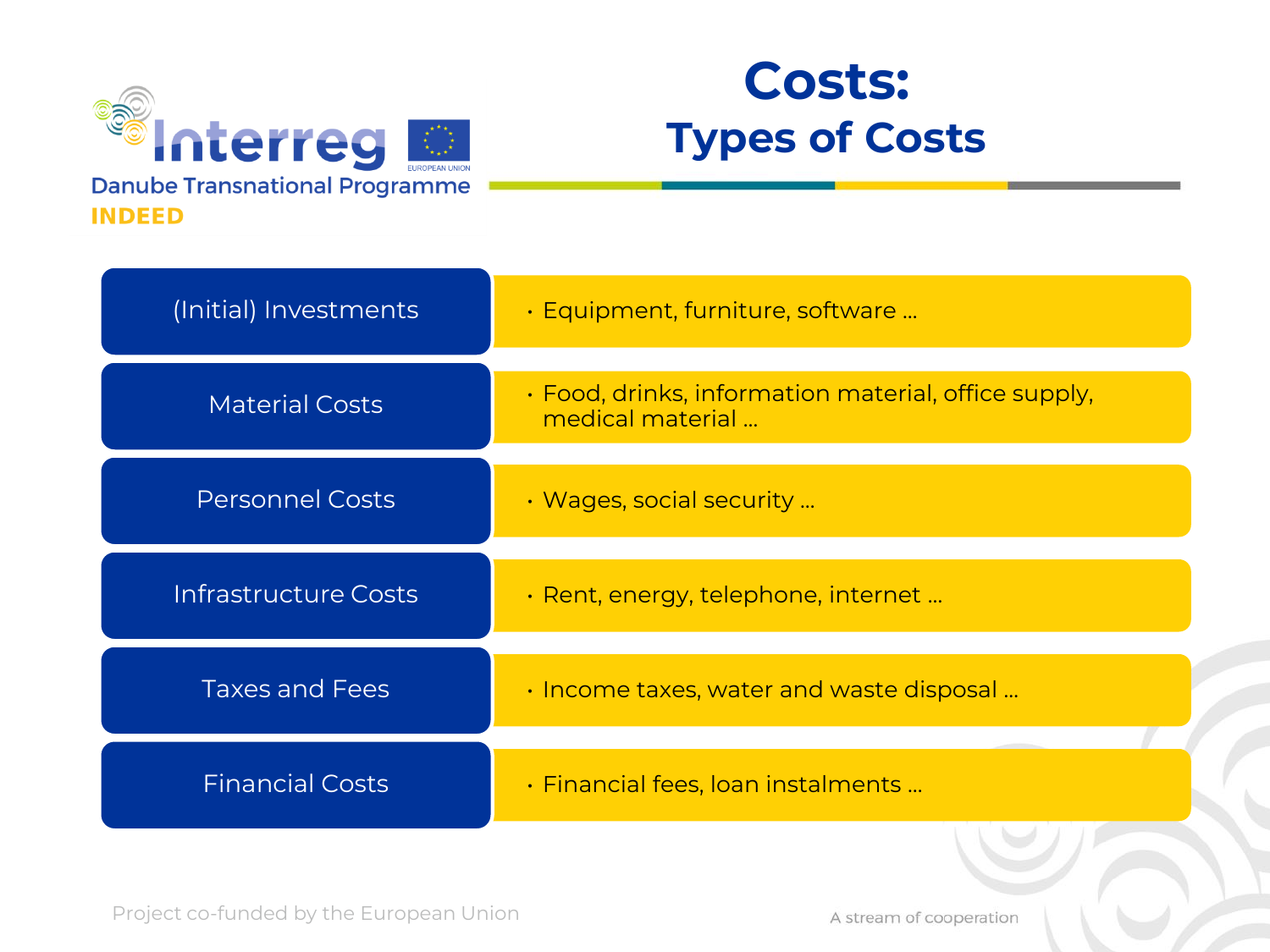# Costs:
## Types of Costs

| Type | Examples |
| --- | --- |
| (Initial) Investments | • Equipment, furniture, software … |
| Material Costs | • Food, drinks, information material, office supply, medical material … |
| Personnel Costs | • Wages, social security … |
| Infrastructure Costs | • Rent, energy, telephone, internet … |
| Taxes and Fees | • Income taxes, water and waste disposal … |
| Financial Costs | • Financial fees, loan instalments … |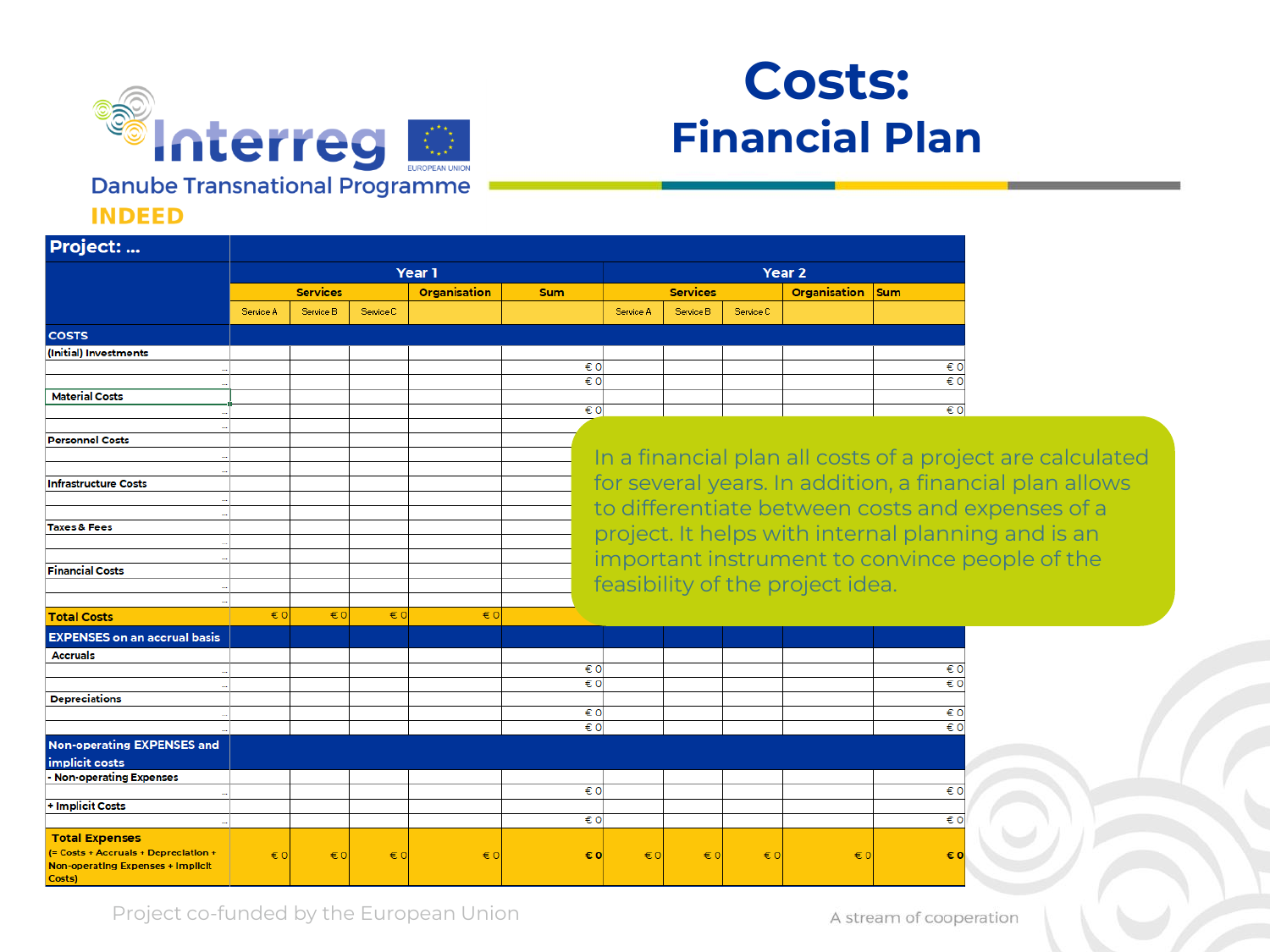# Costs: Financial Plan

| Project: ... | | | | | | | | | | |
|---|---|---|---|---|---|---|---|---|---|---|
| | Year 1 | | | | | Year 2 | | | | |
| | Services | | | Organisation | Sum | Services | | | Organisation | Sum |
| | Service A | Service B | Service C | | | Service A | Service B | Service C | | |
| COSTS | | | | | | | | | | |
| (Initial) Investments | | | | | | | | | | |
| ... | | | | | € 0 | | | | | € 0 |
| ... | | | | | € 0 | | | | | € 0 |
| Material Costs | | | | | | | | | | |
| ... | | | | | € 0 | | | | | € 0 |
| ... | | | | | | | | | | |
| Personnel Costs | | | | | | | | | | |
| ... | | | | | | | | | | |
| ... | | | | | | | | | | |
| Infrastructure Costs | | | | | | | | | | |
| ... | | | | | | | | | | |
| ... | | | | | | | | | | |
| Taxes & Fees | | | | | | | | | | |
| ... | | | | | | | | | | |
| ... | | | | | | | | | | |
| Financial Costs | | | | | | | | | | |
| ... | | | | | | | | | | |
| ... | | | | | | | | | | |
| Total Costs | € 0 | € 0 | € 0 | € 0 | | | | | | |
| EXPENSES on an accrual basis | | | | | | | | | | |
| Accruals | | | | | | | | | | |
| ... | | | | | € 0 | | | | | € 0 |
| ... | | | | | € 0 | | | | | € 0 |
| Depreciations | | | | | | | | | | |
| ... | | | | | € 0 | | | | | € 0 |
| ... | | | | | € 0 | | | | | € 0 |
| Non-operating EXPENSES and implicit costs | | | | | | | | | | |
| - Non-operating Expenses | | | | | | | | | | |
| ... | | | | | € 0 | | | | | € 0 |
| + Implicit Costs | | | | | | | | | | |
| ... | | | | | € 0 | | | | | € 0 |
| **Total Expenses** (= Costs + Accruals + Depreciation + Non-operating Expenses + Implicit Costs) | € 0 | € 0 | € 0 | € 0 | **€ 0** | € 0 | € 0 | € 0 | € 0 | **€ 0** |

In a financial plan all costs of a project are calculated for several years. In addition, a financial plan allows to differentiate between costs and expenses of a project. It helps with internal planning and is an important instrument to convince people of the feasibility of the project idea.